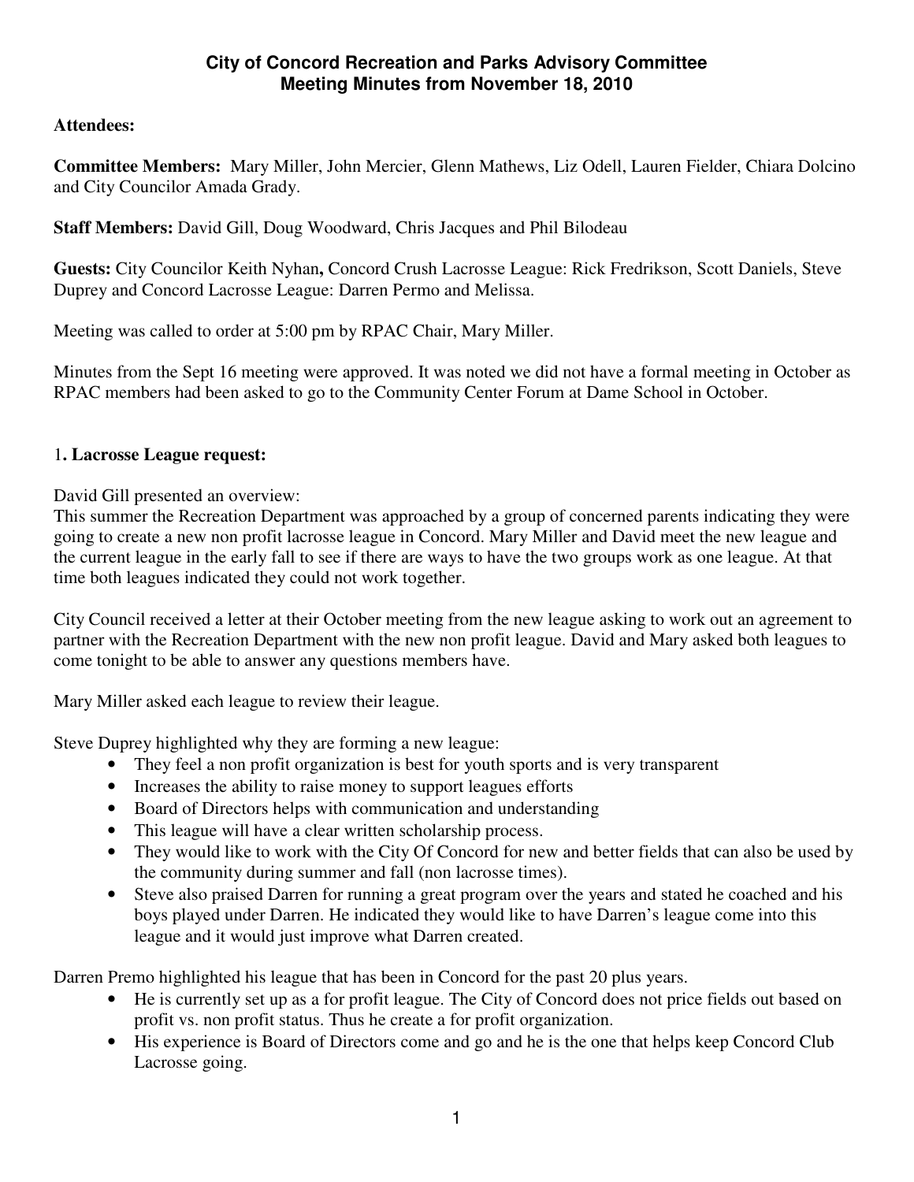# City of Concord Recreation and Parks Advisory Committee
## Meeting Minutes from November 18, 2010

**Attendees:**

**Committee Members:** Mary Miller, John Mercier, Glenn Mathews, Liz Odell, Lauren Fielder, Chiara Dolcino and City Councilor Amada Grady.

**Staff Members:** David Gill, Doug Woodward, Chris Jacques and Phil Bilodeau

**Guests:** City Councilor Keith Nyhan**,** Concord Crush Lacrosse League: Rick Fredrikson, Scott Daniels, Steve Duprey and Concord Lacrosse League: Darren Permo and Melissa.

Meeting was called to order at 5:00 pm by RPAC Chair, Mary Miller.

Minutes from the Sept 16 meeting were approved. It was noted we did not have a formal meeting in October as RPAC members had been asked to go to the Community Center Forum at Dame School in October.

### 1**. Lacrosse League request:**

David Gill presented an overview:
This summer the Recreation Department was approached by a group of concerned parents indicating they were going to create a new non profit lacrosse league in Concord. Mary Miller and David meet the new league and the current league in the early fall to see if there are ways to have the two groups work as one league. At that time both leagues indicated they could not work together.

City Council received a letter at their October meeting from the new league asking to work out an agreement to partner with the Recreation Department with the new non profit league. David and Mary asked both leagues to come tonight to be able to answer any questions members have.

Mary Miller asked each league to review their league.

Steve Duprey highlighted why they are forming a new league:

- They feel a non profit organization is best for youth sports and is very transparent
- Increases the ability to raise money to support leagues efforts
- Board of Directors helps with communication and understanding
- This league will have a clear written scholarship process.
- They would like to work with the City Of Concord for new and better fields that can also be used by the community during summer and fall (non lacrosse times).
- Steve also praised Darren for running a great program over the years and stated he coached and his boys played under Darren. He indicated they would like to have Darren's league come into this league and it would just improve what Darren created.

Darren Premo highlighted his league that has been in Concord for the past 20 plus years.

- He is currently set up as a for profit league. The City of Concord does not price fields out based on profit vs. non profit status. Thus he create a for profit organization.
- His experience is Board of Directors come and go and he is the one that helps keep Concord Club Lacrosse going.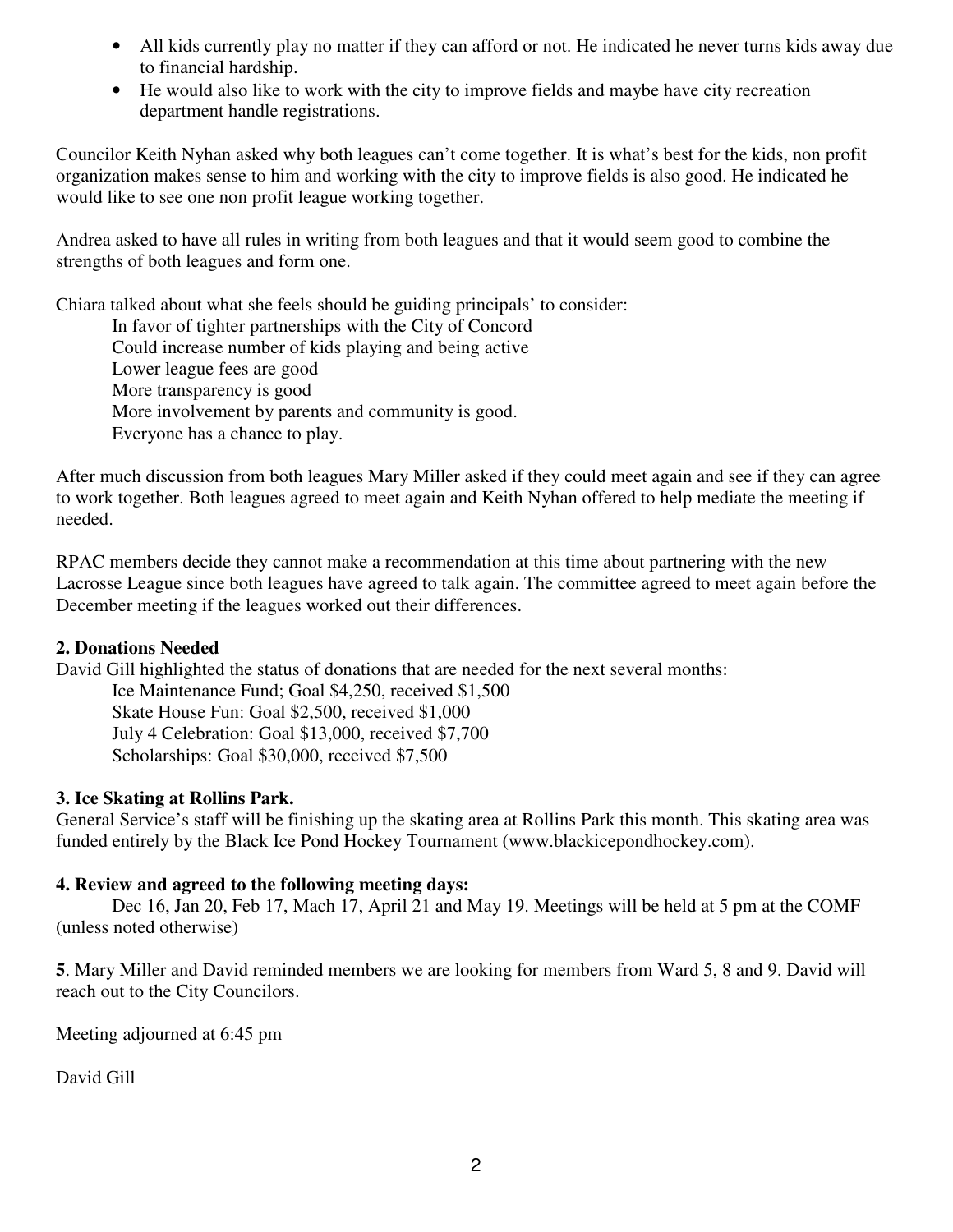- All kids currently play no matter if they can afford or not. He indicated he never turns kids away due to financial hardship.
- He would also like to work with the city to improve fields and maybe have city recreation department handle registrations.

Councilor Keith Nyhan asked why both leagues can't come together. It is what's best for the kids, non profit organization makes sense to him and working with the city to improve fields is also good. He indicated he would like to see one non profit league working together.

Andrea asked to have all rules in writing from both leagues and that it would seem good to combine the strengths of both leagues and form one.

Chiara talked about what she feels should be guiding principals' to consider:

In favor of tighter partnerships with the City of Concord
Could increase number of kids playing and being active
Lower league fees are good
More transparency is good
More involvement by parents and community is good.
Everyone has a chance to play.

After much discussion from both leagues Mary Miller asked if they could meet again and see if they can agree to work together. Both leagues agreed to meet again and Keith Nyhan offered to help mediate the meeting if needed.

RPAC members decide they cannot make a recommendation at this time about partnering with the new Lacrosse League since both leagues have agreed to talk again. The committee agreed to meet again before the December meeting if the leagues worked out their differences.

**2. Donations Needed**

David Gill highlighted the status of donations that are needed for the next several months:

Ice Maintenance Fund; Goal $4,250, received $1,500
Skate House Fun: Goal $2,500, received $1,000
July 4 Celebration: Goal $13,000, received $7,700
Scholarships: Goal $30,000, received $7,500

**3. Ice Skating at Rollins Park.**

General Service's staff will be finishing up the skating area at Rollins Park this month. This skating area was funded entirely by the Black Ice Pond Hockey Tournament (www.blackicepondhockey.com).

**4. Review and agreed to the following meeting days:**

Dec 16, Jan 20, Feb 17, Mach 17, April 21 and May 19. Meetings will be held at 5 pm at the COMF (unless noted otherwise)

**5**. Mary Miller and David reminded members we are looking for members from Ward 5, 8 and 9. David will reach out to the City Councilors.

Meeting adjourned at 6:45 pm

David Gill